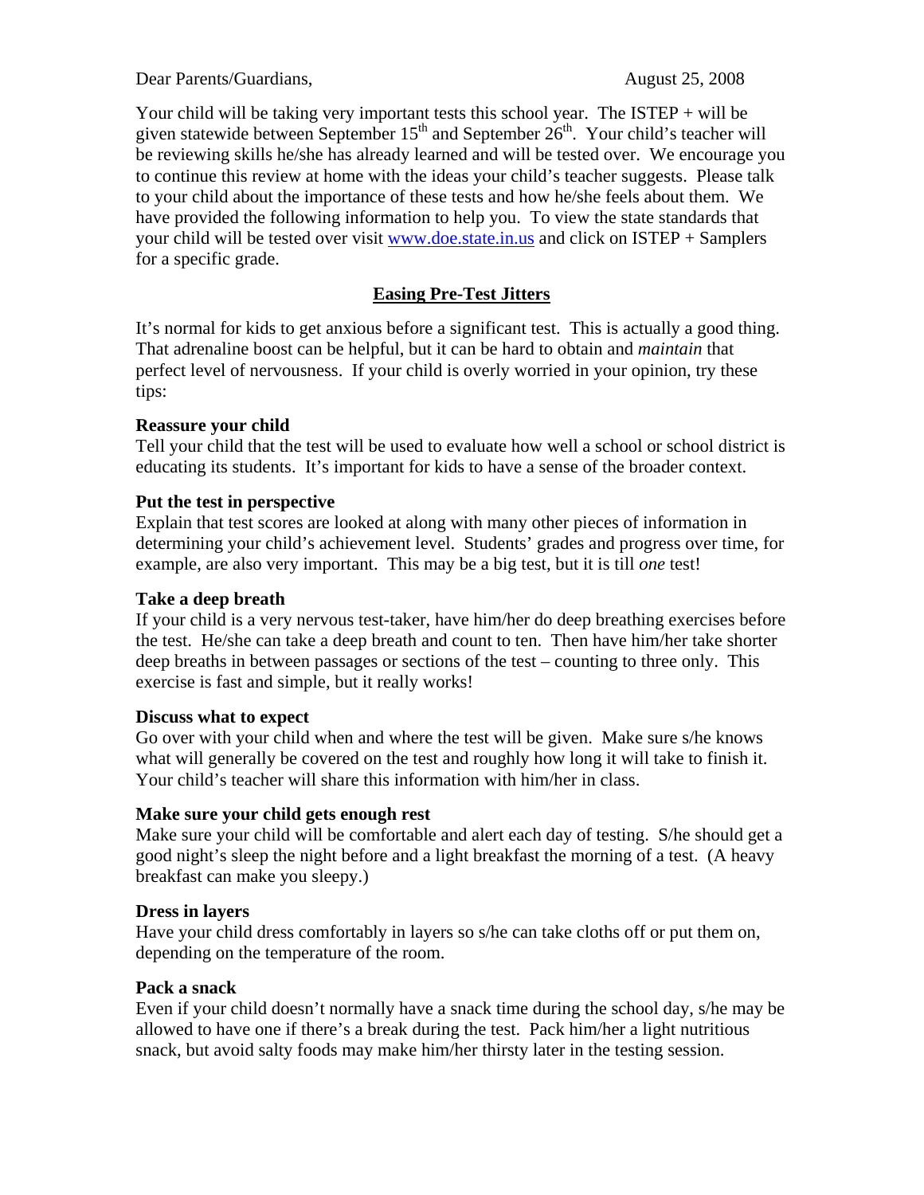Dear Parents/Guardians, August 25, 2008

Your child will be taking very important tests this school year. The ISTEP + will be given statewide between September 15th and September 26th. Your child's teacher will be reviewing skills he/she has already learned and will be tested over. We encourage you to continue this review at home with the ideas your child's teacher suggests. Please talk to your child about the importance of these tests and how he/she feels about them. We have provided the following information to help you. To view the state standards that your child will be tested over visit [www.doe.state.in.us](http://www.doe.state.in.us) and click on ISTEP + Samplers for a specific grade.

## Easing Pre-Test Jitters

It's normal for kids to get anxious before a significant test. This is actually a good thing. That adrenaline boost can be helpful, but it can be hard to obtain and *maintain* that perfect level of nervousness. If your child is overly worried in your opinion, try these tips:

**Reassure your child**
Tell your child that the test will be used to evaluate how well a school or school district is educating its students. It's important for kids to have a sense of the broader context.

**Put the test in perspective**
Explain that test scores are looked at along with many other pieces of information in determining your child's achievement level. Students' grades and progress over time, for example, are also very important. This may be a big test, but it is till *one* test!

**Take a deep breath**
If your child is a very nervous test-taker, have him/her do deep breathing exercises before the test. He/she can take a deep breath and count to ten. Then have him/her take shorter deep breaths in between passages or sections of the test – counting to three only. This exercise is fast and simple, but it really works!

**Discuss what to expect**
Go over with your child when and where the test will be given. Make sure s/he knows what will generally be covered on the test and roughly how long it will take to finish it. Your child's teacher will share this information with him/her in class.

**Make sure your child gets enough rest**
Make sure your child will be comfortable and alert each day of testing. S/he should get a good night's sleep the night before and a light breakfast the morning of a test. (A heavy breakfast can make you sleepy.)

**Dress in layers**
Have your child dress comfortably in layers so s/he can take cloths off or put them on, depending on the temperature of the room.

**Pack a snack**
Even if your child doesn't normally have a snack time during the school day, s/he may be allowed to have one if there's a break during the test. Pack him/her a light nutritious snack, but avoid salty foods may make him/her thirsty later in the testing session.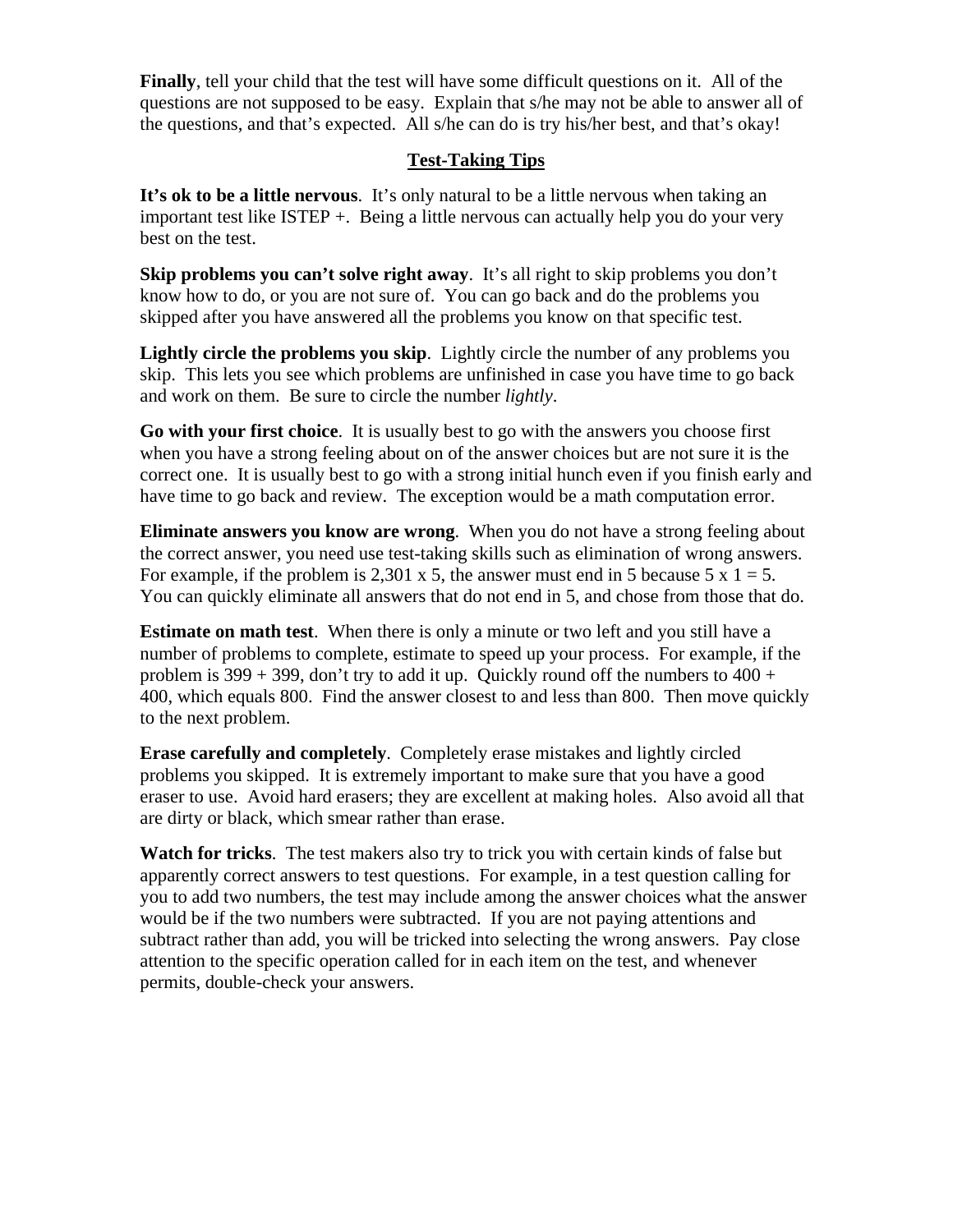**Finally**, tell your child that the test will have some difficult questions on it. All of the questions are not supposed to be easy. Explain that s/he may not be able to answer all of the questions, and that's expected. All s/he can do is try his/her best, and that's okay!

## Test-Taking Tips

**It's ok to be a little nervous**. It's only natural to be a little nervous when taking an important test like ISTEP +. Being a little nervous can actually help you do your very best on the test.

**Skip problems you can't solve right away**. It's all right to skip problems you don't know how to do, or you are not sure of. You can go back and do the problems you skipped after you have answered all the problems you know on that specific test.

**Lightly circle the problems you skip**. Lightly circle the number of any problems you skip. This lets you see which problems are unfinished in case you have time to go back and work on them. Be sure to circle the number *lightly*.

**Go with your first choice**. It is usually best to go with the answers you choose first when you have a strong feeling about on of the answer choices but are not sure it is the correct one. It is usually best to go with a strong initial hunch even if you finish early and have time to go back and review. The exception would be a math computation error.

**Eliminate answers you know are wrong**. When you do not have a strong feeling about the correct answer, you need use test-taking skills such as elimination of wrong answers. For example, if the problem is 2,301 x 5, the answer must end in 5 because 5 x 1 = 5. You can quickly eliminate all answers that do not end in 5, and chose from those that do.

**Estimate on math test**. When there is only a minute or two left and you still have a number of problems to complete, estimate to speed up your process. For example, if the problem is 399 + 399, don't try to add it up. Quickly round off the numbers to 400 + 400, which equals 800. Find the answer closest to and less than 800. Then move quickly to the next problem.

**Erase carefully and completely**. Completely erase mistakes and lightly circled problems you skipped. It is extremely important to make sure that you have a good eraser to use. Avoid hard erasers; they are excellent at making holes. Also avoid all that are dirty or black, which smear rather than erase.

**Watch for tricks**. The test makers also try to trick you with certain kinds of false but apparently correct answers to test questions. For example, in a test question calling for you to add two numbers, the test may include among the answer choices what the answer would be if the two numbers were subtracted. If you are not paying attentions and subtract rather than add, you will be tricked into selecting the wrong answers. Pay close attention to the specific operation called for in each item on the test, and whenever permits, double-check your answers.